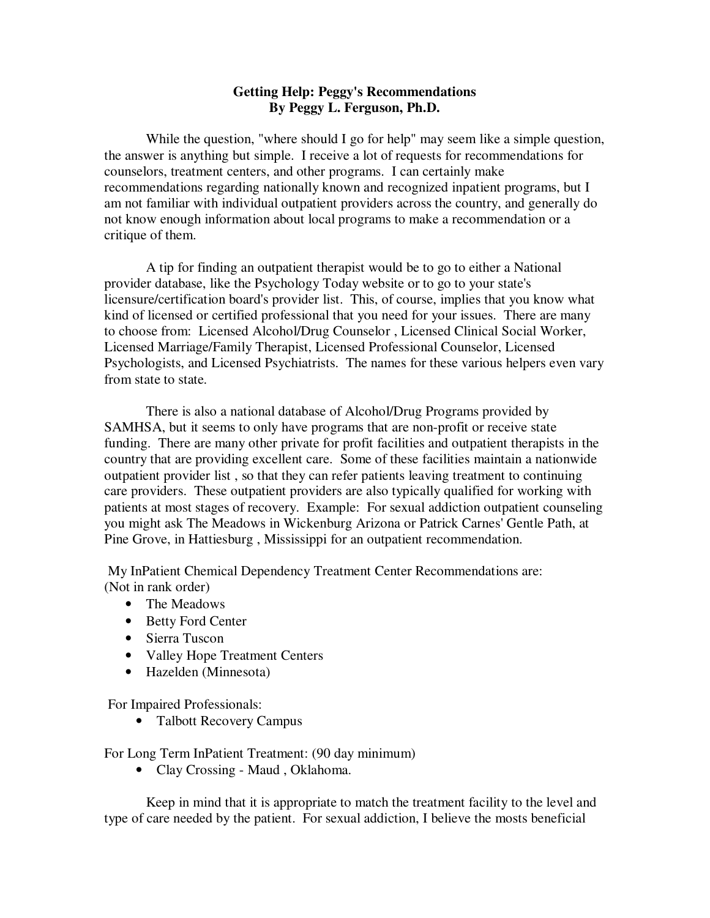# Getting Help: Peggy's Recommendations
**By Peggy L. Ferguson, Ph.D.**

While the question, "where should I go for help" may seem like a simple question, the answer is anything but simple. I receive a lot of requests for recommendations for counselors, treatment centers, and other programs. I can certainly make recommendations regarding nationally known and recognized inpatient programs, but I am not familiar with individual outpatient providers across the country, and generally do not know enough information about local programs to make a recommendation or a critique of them.

A tip for finding an outpatient therapist would be to go to either a National provider database, like the Psychology Today website or to go to your state's licensure/certification board's provider list. This, of course, implies that you know what kind of licensed or certified professional that you need for your issues. There are many to choose from: Licensed Alcohol/Drug Counselor , Licensed Clinical Social Worker, Licensed Marriage/Family Therapist, Licensed Professional Counselor, Licensed Psychologists, and Licensed Psychiatrists. The names for these various helpers even vary from state to state.

There is also a national database of Alcohol/Drug Programs provided by SAMHSA, but it seems to only have programs that are non-profit or receive state funding. There are many other private for profit facilities and outpatient therapists in the country that are providing excellent care. Some of these facilities maintain a nationwide outpatient provider list , so that they can refer patients leaving treatment to continuing care providers. These outpatient providers are also typically qualified for working with patients at most stages of recovery. Example: For sexual addiction outpatient counseling you might ask The Meadows in Wickenburg Arizona or Patrick Carnes' Gentle Path, at Pine Grove, in Hattiesburg , Mississippi for an outpatient recommendation.

My InPatient Chemical Dependency Treatment Center Recommendations are:
(Not in rank order)

- The Meadows
- Betty Ford Center
- Sierra Tuscon
- Valley Hope Treatment Centers
- Hazelden (Minnesota)

For Impaired Professionals:

- Talbott Recovery Campus

For Long Term InPatient Treatment: (90 day minimum)

- Clay Crossing - Maud , Oklahoma.

Keep in mind that it is appropriate to match the treatment facility to the level and type of care needed by the patient. For sexual addiction, I believe the mosts beneficial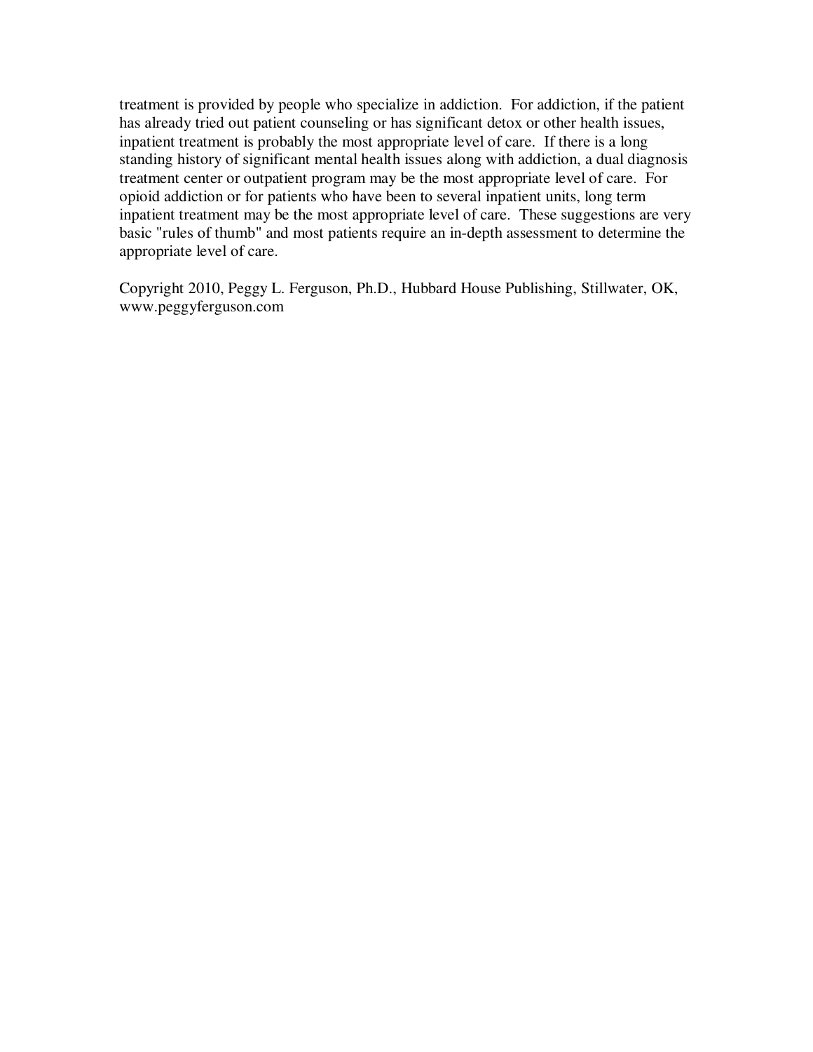treatment is provided by people who specialize in addiction. For addiction, if the patient has already tried out patient counseling or has significant detox or other health issues, inpatient treatment is probably the most appropriate level of care. If there is a long standing history of significant mental health issues along with addiction, a dual diagnosis treatment center or outpatient program may be the most appropriate level of care. For opioid addiction or for patients who have been to several inpatient units, long term inpatient treatment may be the most appropriate level of care. These suggestions are very basic "rules of thumb" and most patients require an in-depth assessment to determine the appropriate level of care.

Copyright 2010, Peggy L. Ferguson, Ph.D., Hubbard House Publishing, Stillwater, OK, www.peggyferguson.com